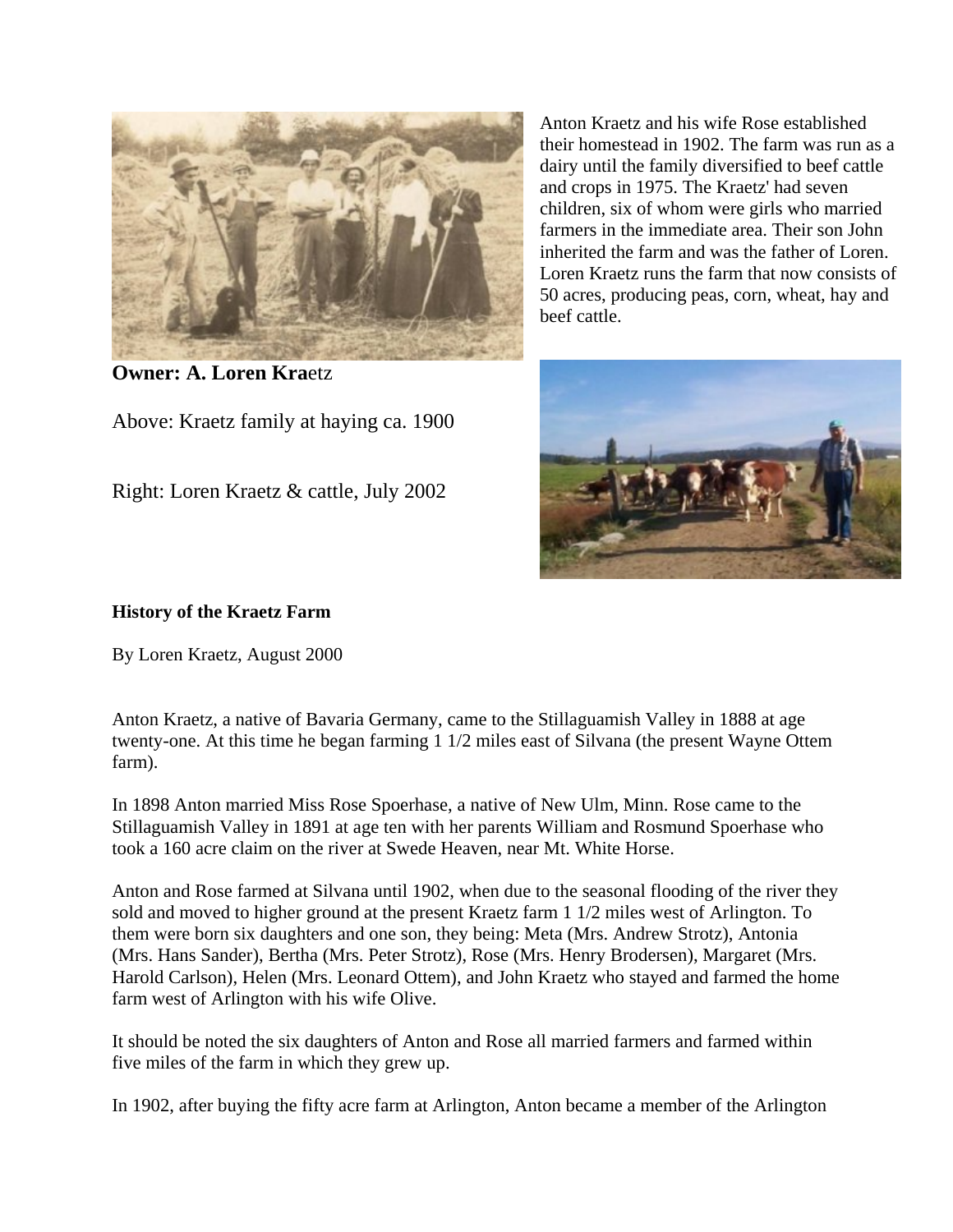Anton Kraetz and his wife Rose established their homestead in 1902. The farm was run as a dairy until the family diversified to beef cattle and crops in 1975. The Kraetz' had seven children, six of whom were girls who married farmers in the immediate area. Their son John inherited the farm and was the father of Loren. Loren Kraetz runs the farm that now consists of 50 acres, producing peas, corn, wheat, hay and beef cattle.

**Owner: A. Loren Kra**etz

Above: Kraetz family at haying ca. 1900

Right: Loren Kraetz & cattle, July 2002

**History of the Kraetz Farm**

By Loren Kraetz, August 2000

Anton Kraetz, a native of Bavaria Germany, came to the Stillaguamish Valley in 1888 at age twenty-one. At this time he began farming 1 1/2 miles east of Silvana (the present Wayne Ottem farm).

In 1898 Anton married Miss Rose Spoerhase, a native of New Ulm, Minn. Rose came to the Stillaguamish Valley in 1891 at age ten with her parents William and Rosmund Spoerhase who took a 160 acre claim on the river at Swede Heaven, near Mt. White Horse.

Anton and Rose farmed at Silvana until 1902, when due to the seasonal flooding of the river they sold and moved to higher ground at the present Kraetz farm 1 1/2 miles west of Arlington. To them were born six daughters and one son, they being: Meta (Mrs. Andrew Strotz), Antonia (Mrs. Hans Sander), Bertha (Mrs. Peter Strotz), Rose (Mrs. Henry Brodersen), Margaret (Mrs. Harold Carlson), Helen (Mrs. Leonard Ottem), and John Kraetz who stayed and farmed the home farm west of Arlington with his wife Olive.

It should be noted the six daughters of Anton and Rose all married farmers and farmed within five miles of the farm in which they grew up.

In 1902, after buying the fifty acre farm at Arlington, Anton became a member of the Arlington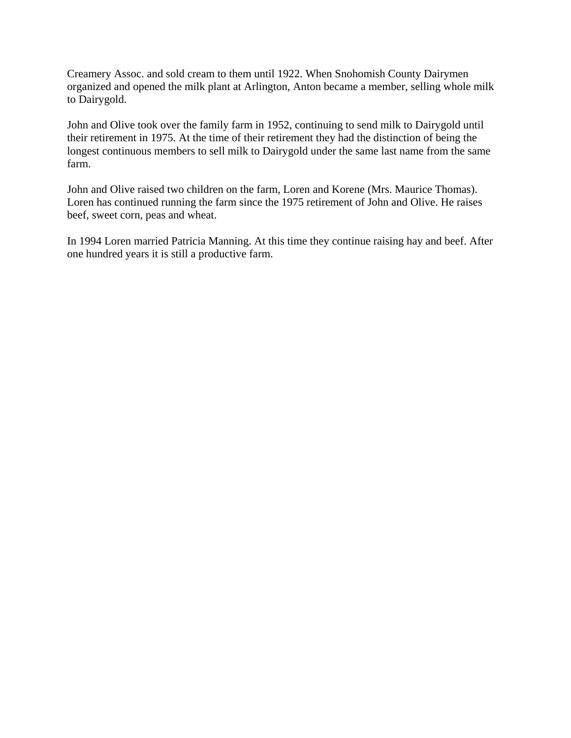Creamery Assoc. and sold cream to them until 1922. When Snohomish County Dairymen organized and opened the milk plant at Arlington, Anton became a member, selling whole milk to Dairygold.

John and Olive took over the family farm in 1952, continuing to send milk to Dairygold until their retirement in 1975. At the time of their retirement they had the distinction of being the longest continuous members to sell milk to Dairygold under the same last name from the same farm.

John and Olive raised two children on the farm, Loren and Korene (Mrs. Maurice Thomas). Loren has continued running the farm since the 1975 retirement of John and Olive. He raises beef, sweet corn, peas and wheat.

In 1994 Loren married Patricia Manning. At this time they continue raising hay and beef. After one hundred years it is still a productive farm.